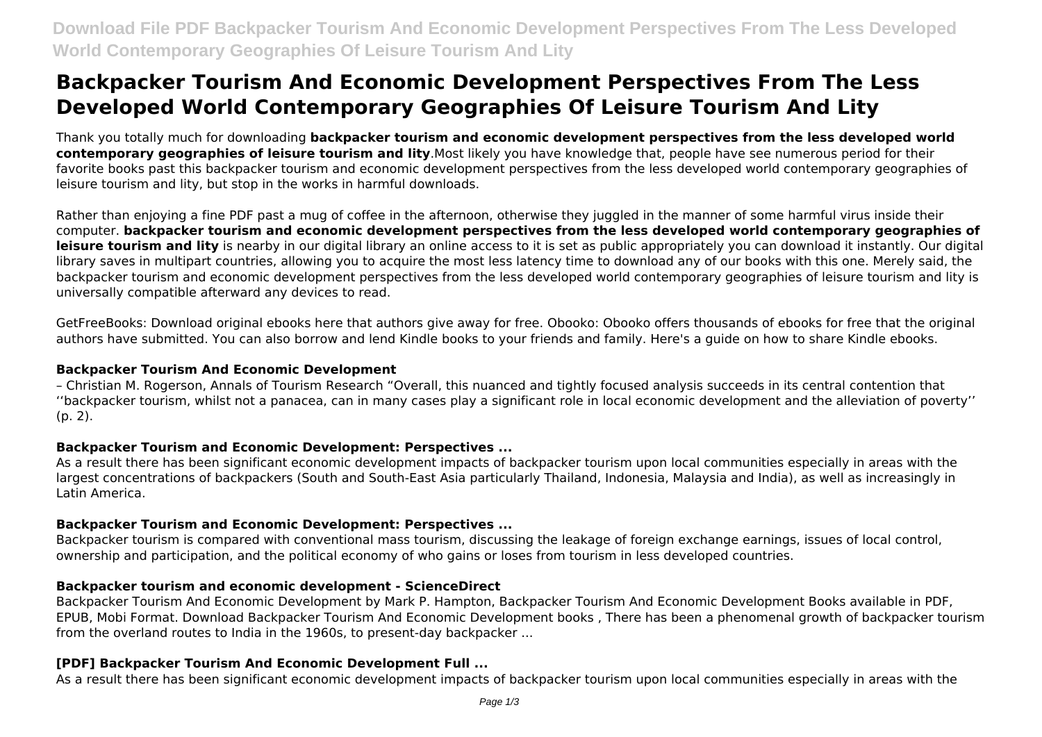# Backpacker Tourism And Economic Development Perspectives From The Less Developed World Contemporary Geographies Of Leisure Tourism And Lity

Thank you totally much for downloading **backpacker tourism and economic development perspectives from the less developed world contemporary geographies of leisure tourism and lity**.Most likely you have knowledge that, people have see numerous period for their favorite books past this backpacker tourism and economic development perspectives from the less developed world contemporary geographies of leisure tourism and lity, but stop in the works in harmful downloads.

Rather than enjoying a fine PDF past a mug of coffee in the afternoon, otherwise they juggled in the manner of some harmful virus inside their computer. **backpacker tourism and economic development perspectives from the less developed world contemporary geographies of leisure tourism and lity** is nearby in our digital library an online access to it is set as public appropriately you can download it instantly. Our digital library saves in multipart countries, allowing you to acquire the most less latency time to download any of our books with this one. Merely said, the backpacker tourism and economic development perspectives from the less developed world contemporary geographies of leisure tourism and lity is universally compatible afterward any devices to read.

GetFreeBooks: Download original ebooks here that authors give away for free. Obooko: Obooko offers thousands of ebooks for free that the original authors have submitted. You can also borrow and lend Kindle books to your friends and family. Here's a guide on how to share Kindle ebooks.

### Backpacker Tourism And Economic Development

– Christian M. Rogerson, Annals of Tourism Research "Overall, this nuanced and tightly focused analysis succeeds in its central contention that ''backpacker tourism, whilst not a panacea, can in many cases play a significant role in local economic development and the alleviation of poverty'' (p. 2).

### Backpacker Tourism and Economic Development: Perspectives ...

As a result there has been significant economic development impacts of backpacker tourism upon local communities especially in areas with the largest concentrations of backpackers (South and South-East Asia particularly Thailand, Indonesia, Malaysia and India), as well as increasingly in Latin America.

### Backpacker Tourism and Economic Development: Perspectives ...

Backpacker tourism is compared with conventional mass tourism, discussing the leakage of foreign exchange earnings, issues of local control, ownership and participation, and the political economy of who gains or loses from tourism in less developed countries.

### Backpacker tourism and economic development - ScienceDirect

Backpacker Tourism And Economic Development by Mark P. Hampton, Backpacker Tourism And Economic Development Books available in PDF, EPUB, Mobi Format. Download Backpacker Tourism And Economic Development books , There has been a phenomenal growth of backpacker tourism from the overland routes to India in the 1960s, to present-day backpacker ...

### [PDF] Backpacker Tourism And Economic Development Full ...

As a result there has been significant economic development impacts of backpacker tourism upon local communities especially in areas with the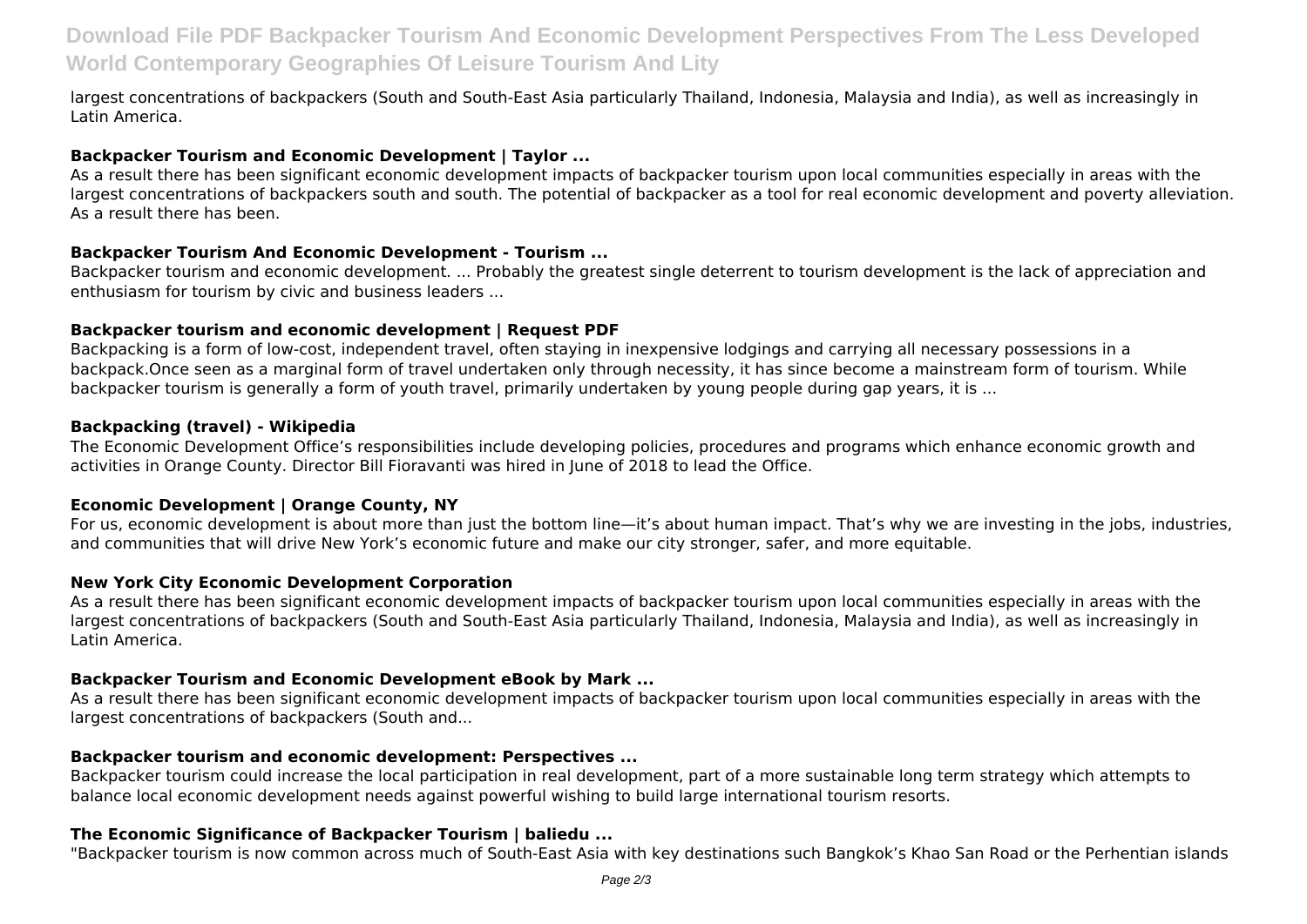largest concentrations of backpackers (South and South-East Asia particularly Thailand, Indonesia, Malaysia and India), as well as increasingly in Latin America.

### Backpacker Tourism and Economic Development | Taylor ...

As a result there has been significant economic development impacts of backpacker tourism upon local communities especially in areas with the largest concentrations of backpackers south and south. The potential of backpacker as a tool for real economic development and poverty alleviation. As a result there has been.

### Backpacker Tourism And Economic Development - Tourism ...

Backpacker tourism and economic development. ... Probably the greatest single deterrent to tourism development is the lack of appreciation and enthusiasm for tourism by civic and business leaders ...

### Backpacker tourism and economic development | Request PDF

Backpacking is a form of low-cost, independent travel, often staying in inexpensive lodgings and carrying all necessary possessions in a backpack.Once seen as a marginal form of travel undertaken only through necessity, it has since become a mainstream form of tourism. While backpacker tourism is generally a form of youth travel, primarily undertaken by young people during gap years, it is ...

### Backpacking (travel) - Wikipedia

The Economic Development Office's responsibilities include developing policies, procedures and programs which enhance economic growth and activities in Orange County. Director Bill Fioravanti was hired in June of 2018 to lead the Office.

### Economic Development | Orange County, NY

For us, economic development is about more than just the bottom line—it's about human impact. That's why we are investing in the jobs, industries, and communities that will drive New York's economic future and make our city stronger, safer, and more equitable.

### New York City Economic Development Corporation

As a result there has been significant economic development impacts of backpacker tourism upon local communities especially in areas with the largest concentrations of backpackers (South and South-East Asia particularly Thailand, Indonesia, Malaysia and India), as well as increasingly in Latin America.

### Backpacker Tourism and Economic Development eBook by Mark ...

As a result there has been significant economic development impacts of backpacker tourism upon local communities especially in areas with the largest concentrations of backpackers (South and...

### Backpacker tourism and economic development: Perspectives ...

Backpacker tourism could increase the local participation in real development, part of a more sustainable long term strategy which attempts to balance local economic development needs against powerful wishing to build large international tourism resorts.

### The Economic Significance of Backpacker Tourism | baliedu ...

"Backpacker tourism is now common across much of South-East Asia with key destinations such Bangkok's Khao San Road or the Perhentian islands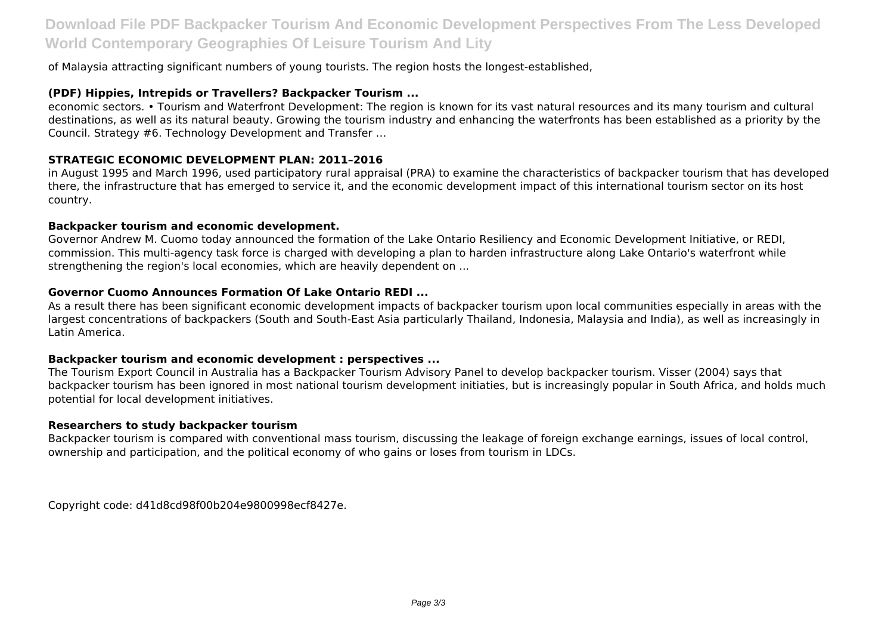of Malaysia attracting significant numbers of young tourists. The region hosts the longest-established,

**(PDF) Hippies, Intrepids or Travellers? Backpacker Tourism ...**

economic sectors. • Tourism and Waterfront Development: The region is known for its vast natural resources and its many tourism and cultural destinations, as well as its natural beauty. Growing the tourism industry and enhancing the waterfronts has been established as a priority by the Council. Strategy #6. Technology Development and Transfer ...

**STRATEGIC ECONOMIC DEVELOPMENT PLAN: 2011–2016**

in August 1995 and March 1996, used participatory rural appraisal (PRA) to examine the characteristics of backpacker tourism that has developed there, the infrastructure that has emerged to service it, and the economic development impact of this international tourism sector on its host country.

**Backpacker tourism and economic development.**

Governor Andrew M. Cuomo today announced the formation of the Lake Ontario Resiliency and Economic Development Initiative, or REDI, commission. This multi-agency task force is charged with developing a plan to harden infrastructure along Lake Ontario's waterfront while strengthening the region's local economies, which are heavily dependent on ...

**Governor Cuomo Announces Formation Of Lake Ontario REDI ...**

As a result there has been significant economic development impacts of backpacker tourism upon local communities especially in areas with the largest concentrations of backpackers (South and South-East Asia particularly Thailand, Indonesia, Malaysia and India), as well as increasingly in Latin America.

**Backpacker tourism and economic development : perspectives ...**

The Tourism Export Council in Australia has a Backpacker Tourism Advisory Panel to develop backpacker tourism. Visser (2004) says that backpacker tourism has been ignored in most national tourism development initiaties, but is increasingly popular in South Africa, and holds much potential for local development initiatives.

**Researchers to study backpacker tourism**

Backpacker tourism is compared with conventional mass tourism, discussing the leakage of foreign exchange earnings, issues of local control, ownership and participation, and the political economy of who gains or loses from tourism in LDCs.

Copyright code: d41d8cd98f00b204e9800998ecf8427e.